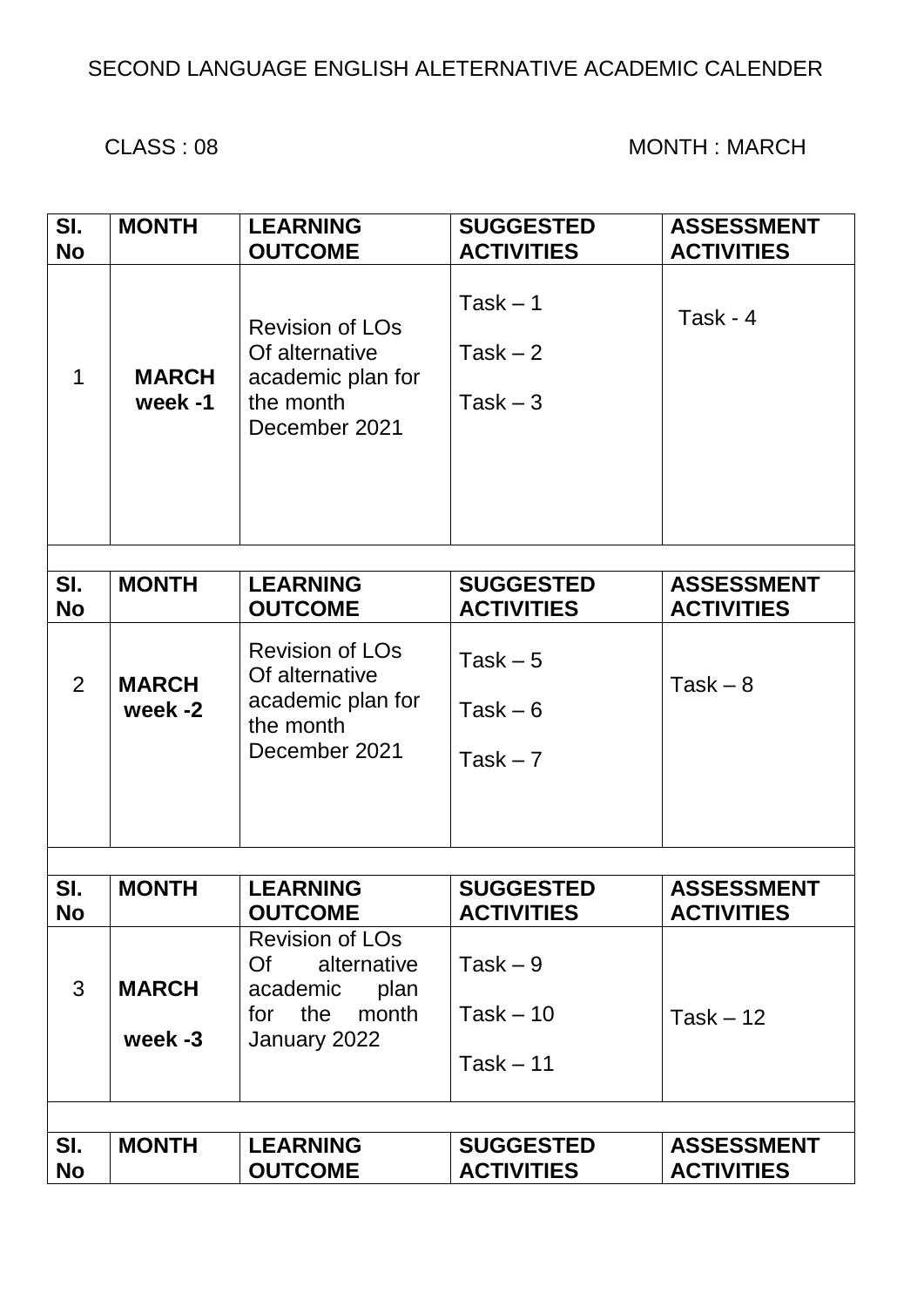SECOND LANGUAGE ENGLISH ALETERNATIVE ACADEMIC CALENDER

CLASS : 08 MONTH : MARCH

| SI. No | MONTH | LEARNING OUTCOME | SUGGESTED ACTIVITIES | ASSESSMENT ACTIVITIES |
|---|---|---|---|---|
| 1 | **MARCH week -1** | Revision of LOs Of alternative academic plan for the month December 2021 | Task – 1<br>Task – 2<br>Task – 3 | Task - 4 |

| SI. No | MONTH | LEARNING OUTCOME | SUGGESTED ACTIVITIES | ASSESSMENT ACTIVITIES |
|---|---|---|---|---|
| 2 | **MARCH week -2** | Revision of LOs Of alternative academic plan for the month December 2021 | Task – 5<br>Task – 6<br>Task – 7 | Task – 8 |

| SI. No | MONTH | LEARNING OUTCOME | SUGGESTED ACTIVITIES | ASSESSMENT ACTIVITIES |
|---|---|---|---|---|
| 3 | **MARCH week -3** | Revision of LOs Of alternative academic plan for the month January 2022 | Task – 9<br>Task – 10<br>Task – 11 | Task – 12 |

| SI. No | MONTH | LEARNING OUTCOME | SUGGESTED ACTIVITIES | ASSESSMENT ACTIVITIES |
|---|---|---|---|---|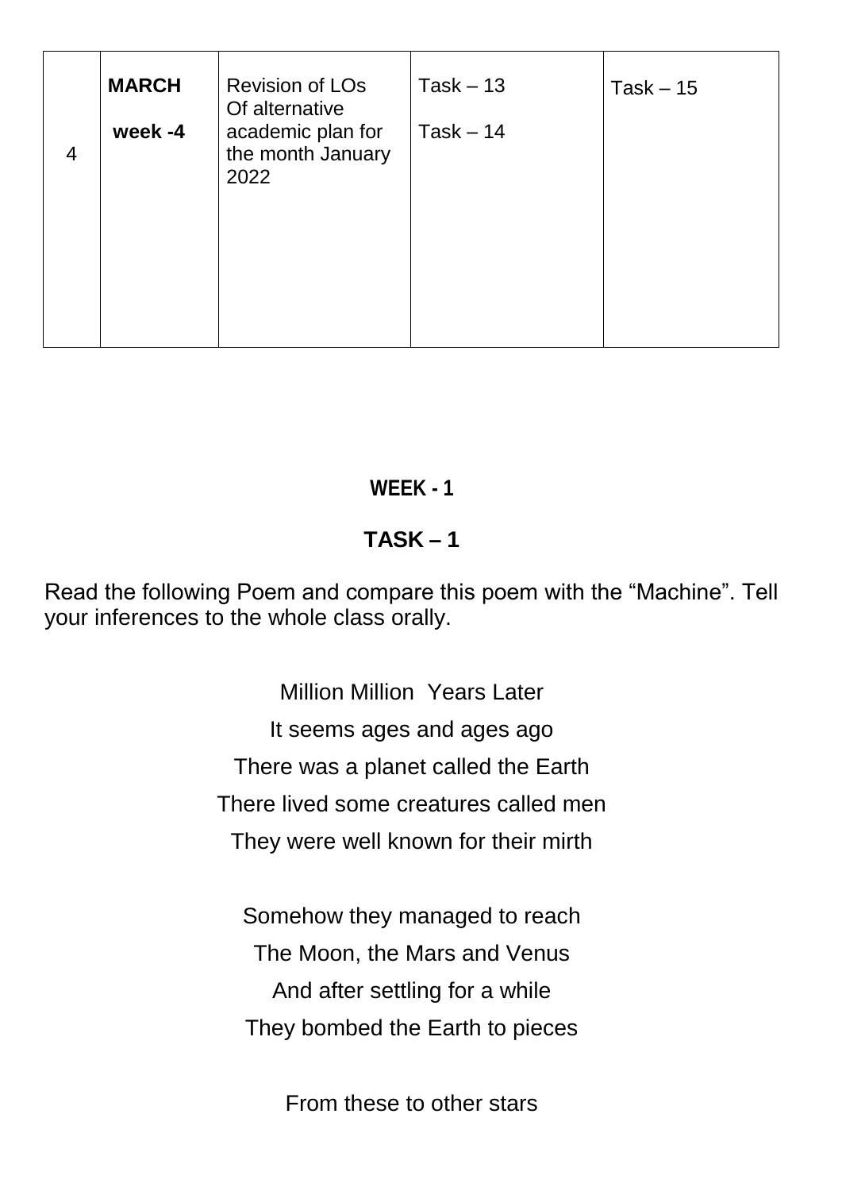| 4 | **MARCH** **week -4** | Revision of LOs Of alternative academic plan for the month January 2022 | Task – 13<br>Task – 14 | Task – 15 |
|---|---|---|---|---|

## WEEK - 1

## TASK – 1

Read the following Poem and compare this poem with the "Machine". Tell your inferences to the whole class orally.

Million Million Years Later

It seems ages and ages ago
There was a planet called the Earth
There lived some creatures called men
They were well known for their mirth

Somehow they managed to reach
The Moon, the Mars and Venus
And after settling for a while
They bombed the Earth to pieces

From these to other stars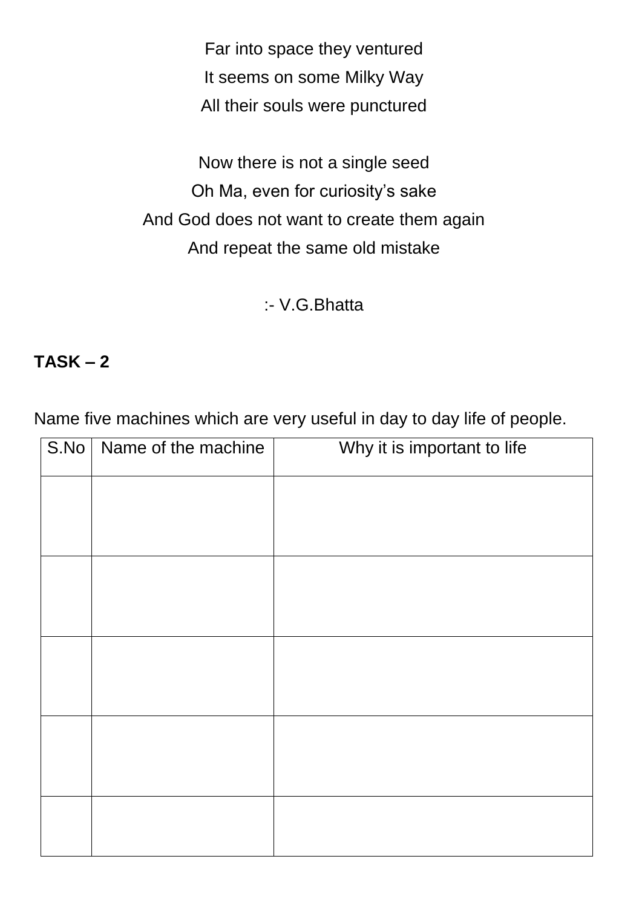Far into space they ventured  
It seems on some Milky Way  
All their souls were punctured

Now there is not a single seed  
Oh Ma, even for curiosity's sake  
And God does not want to create them again  
And repeat the same old mistake

:- V.G.Bhatta

**TASK – 2**

Name five machines which are very useful in day to day life of people.

| S.No | Name of the machine | Why it is important to life |
|---|---|---|
| | | |
| | | |
| | | |
| | | |
| | | |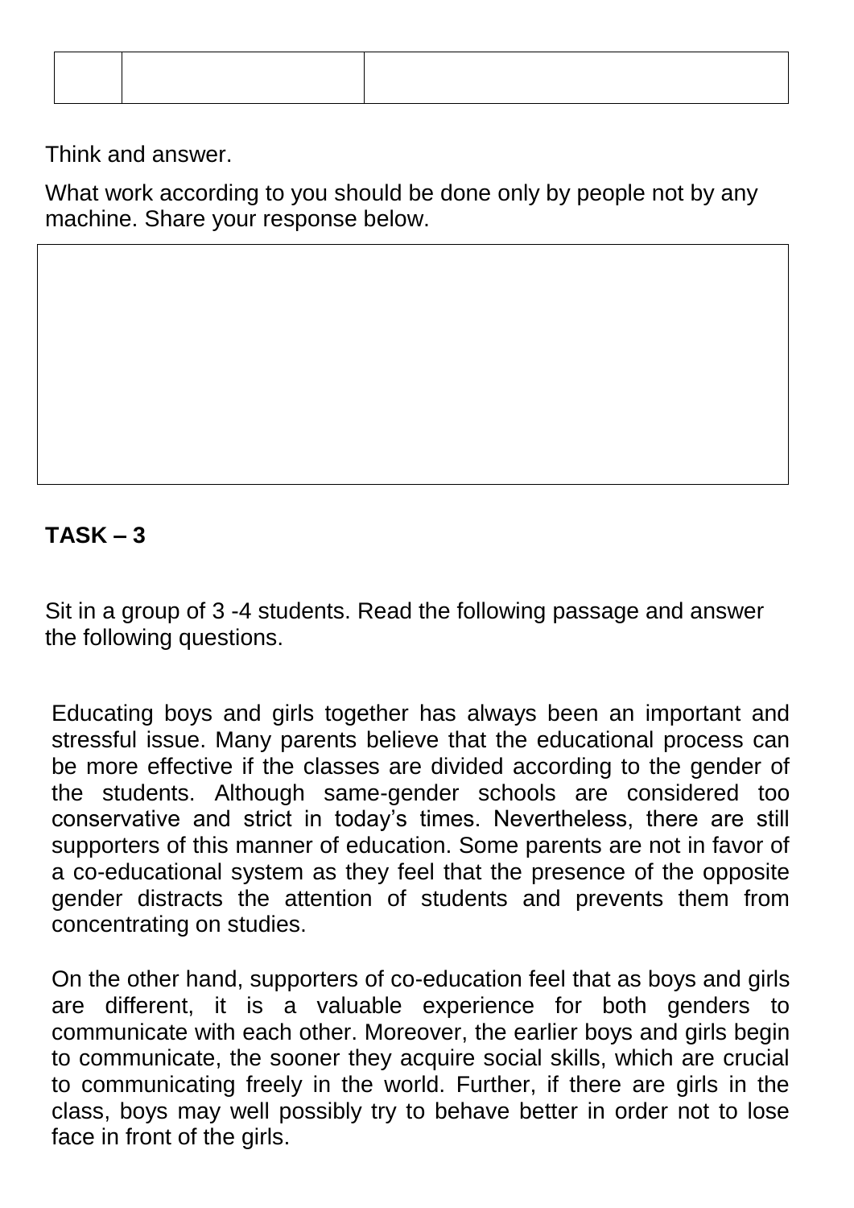| | | |
|---|---|---|
| | | |

Think and answer.

What work according to you should be done only by people not by any machine. Share your response below.

| |
|---|
| |

**TASK – 3**

Sit in a group of 3 -4 students. Read the following passage and answer the following questions.

Educating boys and girls together has always been an important and stressful issue. Many parents believe that the educational process can be more effective if the classes are divided according to the gender of the students. Although same-gender schools are considered too conservative and strict in today's times. Nevertheless, there are still supporters of this manner of education. Some parents are not in favor of a co-educational system as they feel that the presence of the opposite gender distracts the attention of students and prevents them from concentrating on studies.

On the other hand, supporters of co-education feel that as boys and girls are different, it is a valuable experience for both genders to communicate with each other. Moreover, the earlier boys and girls begin to communicate, the sooner they acquire social skills, which are crucial to communicating freely in the world. Further, if there are girls in the class, boys may well possibly try to behave better in order not to lose face in front of the girls.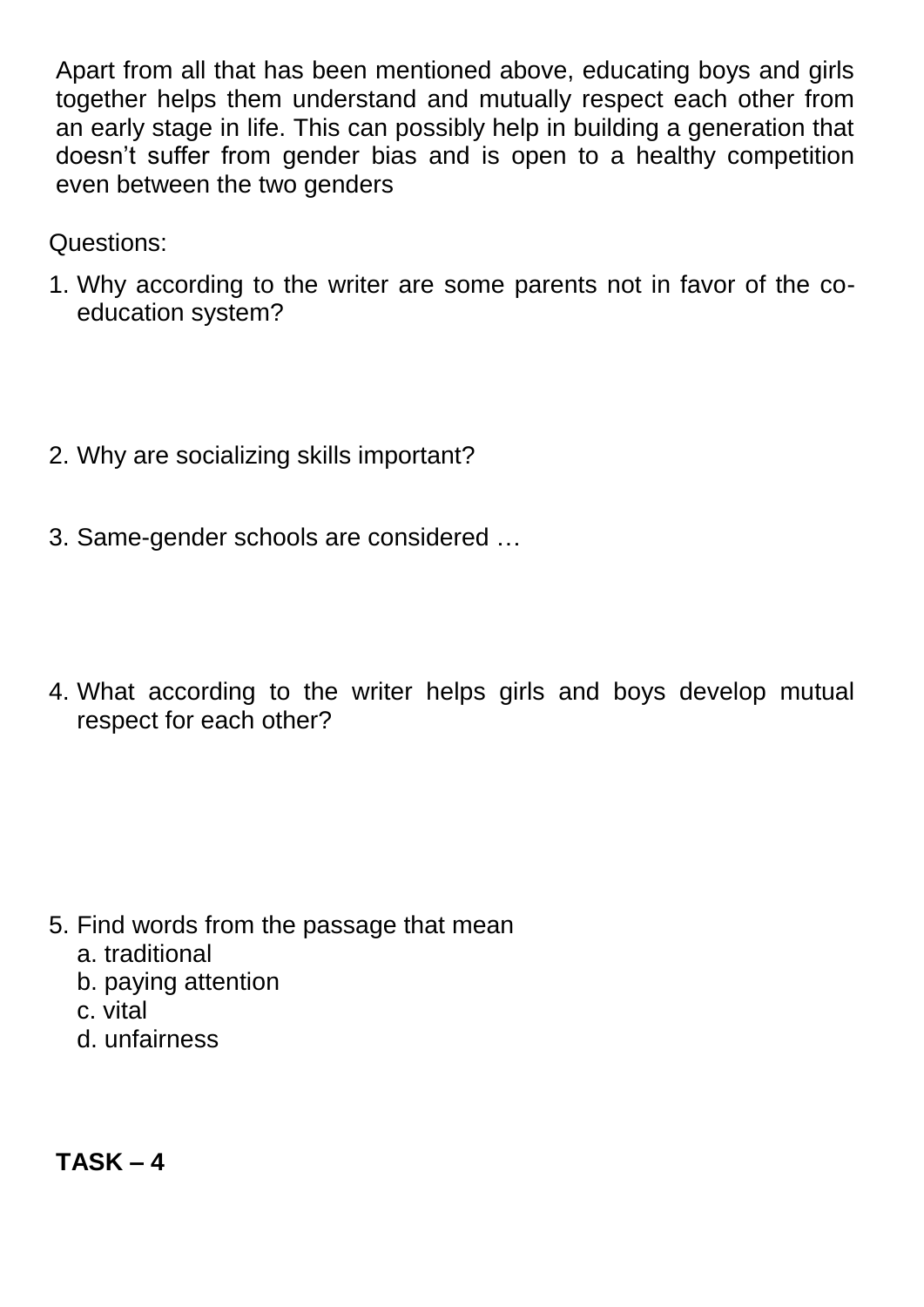Apart from all that has been mentioned above, educating boys and girls together helps them understand and mutually respect each other from an early stage in life. This can possibly help in building a generation that doesn't suffer from gender bias and is open to a healthy competition even between the two genders

Questions:

1. Why according to the writer are some parents not in favor of the co-education system?

2. Why are socializing skills important?

3. Same-gender schools are considered …

4. What according to the writer helps girls and boys develop mutual respect for each other?

5. Find words from the passage that mean
   a. traditional
   b. paying attention
   c. vital
   d. unfairness

**TASK – 4**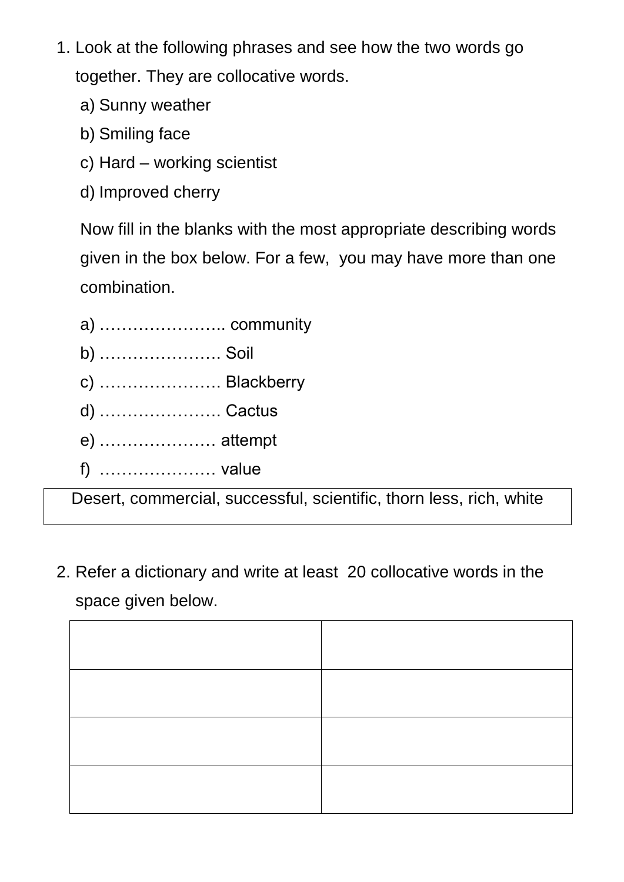1. Look at the following phrases and see how the two words go together. They are collocative words.

   a) Sunny weather

   b) Smiling face

   c) Hard – working scientist

   d) Improved cherry

   Now fill in the blanks with the most appropriate describing words given in the box below. For a few, you may have more than one combination.

   a) ………………….. community

   b) …………………. Soil

   c) …………………. Blackberry

   d) …………………. Cactus

   e) ………………… attempt

   f) ………………… value

| Desert, commercial, successful, scientific, thorn less, rich, white |
|---|

2. Refer a dictionary and write at least 20 collocative words in the space given below.

| | |
|---|---|
| | |
| | |
| | |
| | |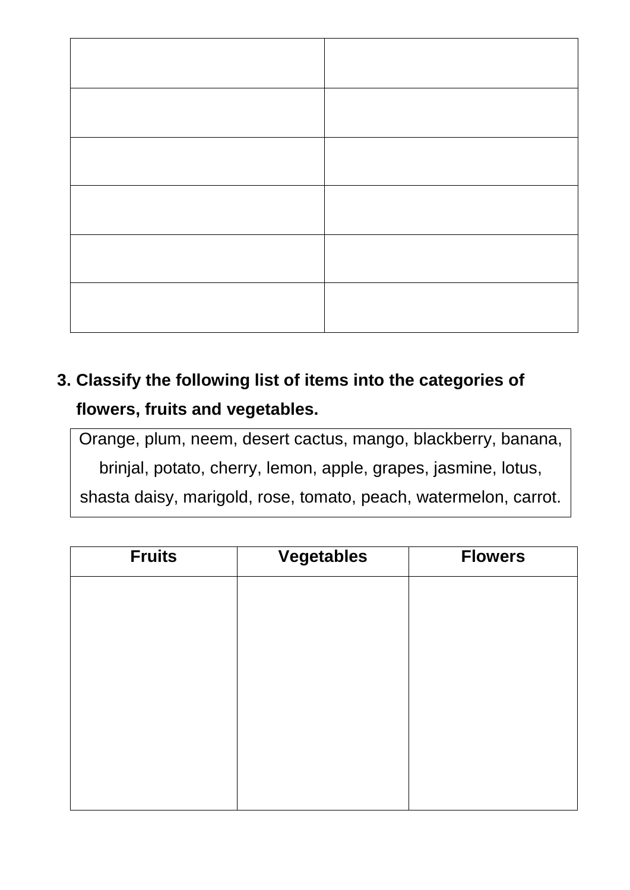| | |
|---|---|
| | |
| | |
| | |
| | |
| | |
| | |

**3. Classify the following list of items into the categories of flowers, fruits and vegetables.**

| Orange, plum, neem, desert cactus, mango, blackberry, banana, brinjal, potato, cherry, lemon, apple, grapes, jasmine, lotus, shasta daisy, marigold, rose, tomato, peach, watermelon, carrot. |
|---|

| Fruits | Vegetables | Flowers |
|---|---|---|
| | | |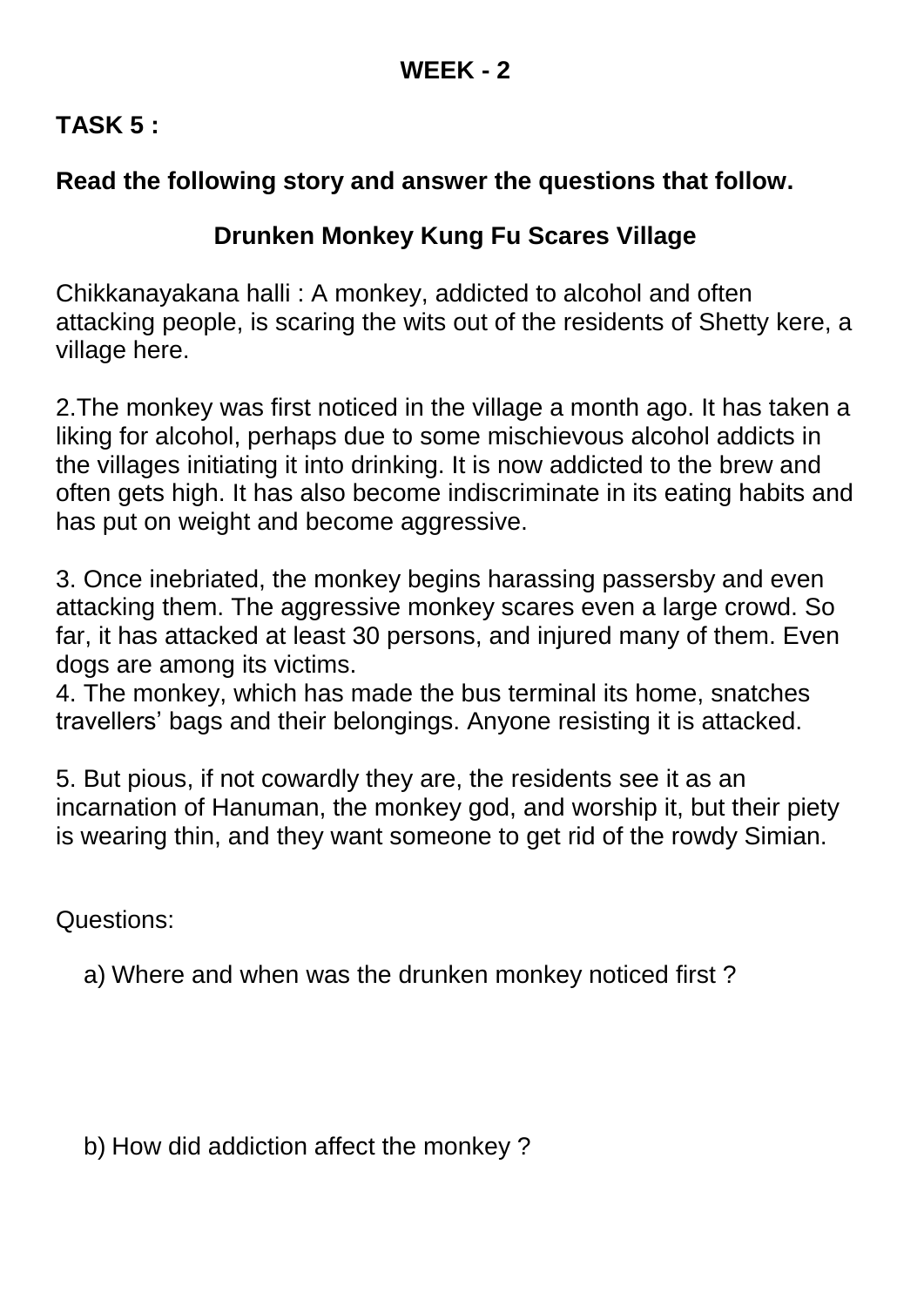**WEEK - 2**

**TASK 5 :**

**Read the following story and answer the questions that follow.**

**Drunken Monkey Kung Fu Scares Village**

Chikkanayakana halli : A monkey, addicted to alcohol and often attacking people, is scaring the wits out of the residents of Shetty kere, a village here.

2.The monkey was first noticed in the village a month ago. It has taken a liking for alcohol, perhaps due to some mischievous alcohol addicts in the villages initiating it into drinking. It is now addicted to the brew and often gets high. It has also become indiscriminate in its eating habits and has put on weight and become aggressive.

3. Once inebriated, the monkey begins harassing passersby and even attacking them. The aggressive monkey scares even a large crowd. So far, it has attacked at least 30 persons, and injured many of them. Even dogs are among its victims.
4. The monkey, which has made the bus terminal its home, snatches travellers' bags and their belongings. Anyone resisting it is attacked.

5. But pious, if not cowardly they are, the residents see it as an incarnation of Hanuman, the monkey god, and worship it, but their piety is wearing thin, and they want someone to get rid of the rowdy Simian.

Questions:

a) Where and when was the drunken monkey noticed first ?

b) How did addiction affect the monkey ?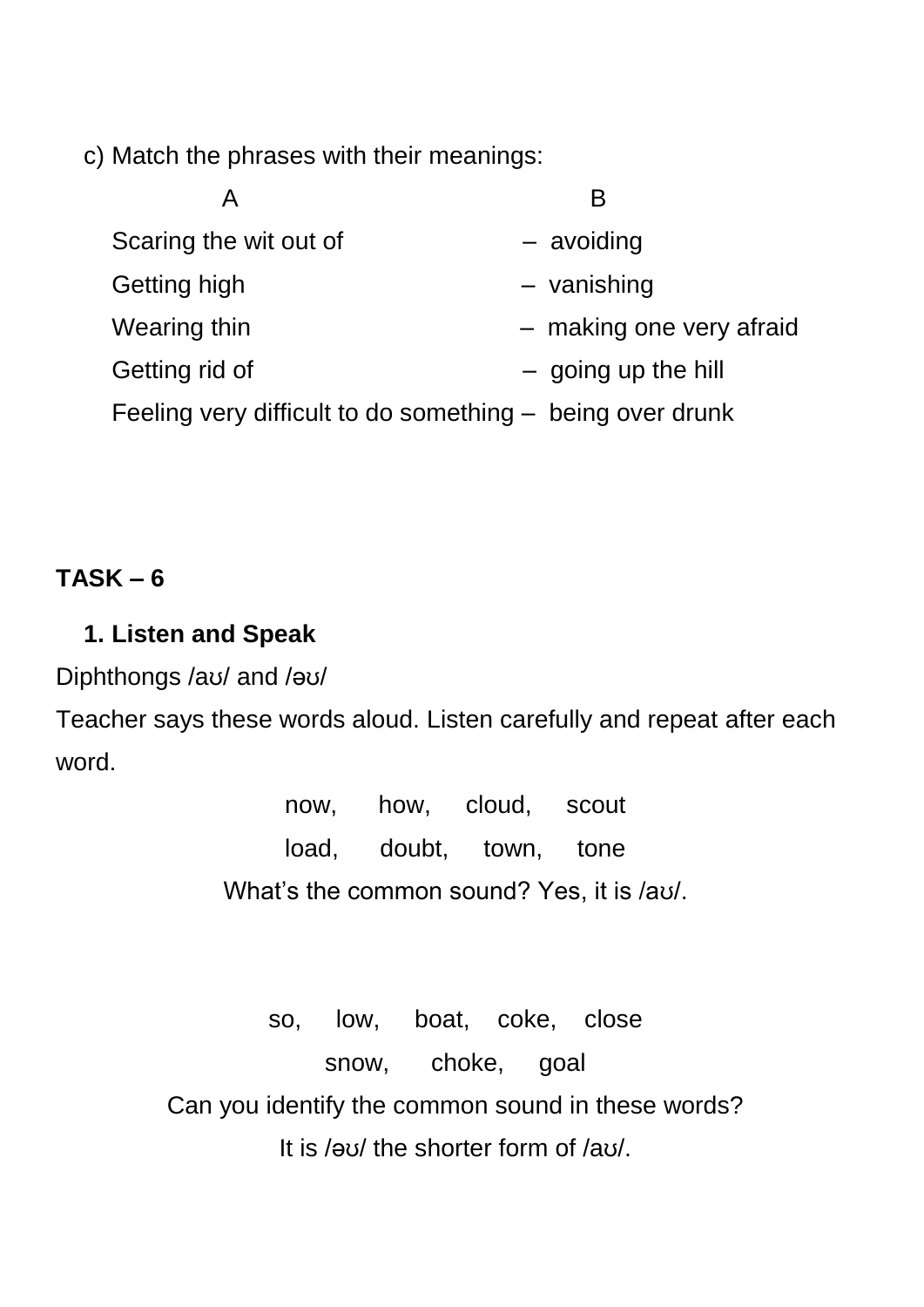c) Match the phrases with their meanings:

| A | B |
| --- | --- |
| Scaring the wit out of | – avoiding |
| Getting high | – vanishing |
| Wearing thin | – making one very afraid |
| Getting rid of | – going up the hill |
| Feeling very difficult to do something | – being over drunk |

**TASK – 6**

**1. Listen and Speak**

Diphthongs /aʊ/ and /əʊ/

Teacher says these words aloud. Listen carefully and repeat after each word.

now, how, cloud, scout

load, doubt, town, tone

What's the common sound? Yes, it is /aʊ/.

so, low, boat, coke, close

snow, choke, goal

Can you identify the common sound in these words?

It is /əʊ/ the shorter form of /aʊ/.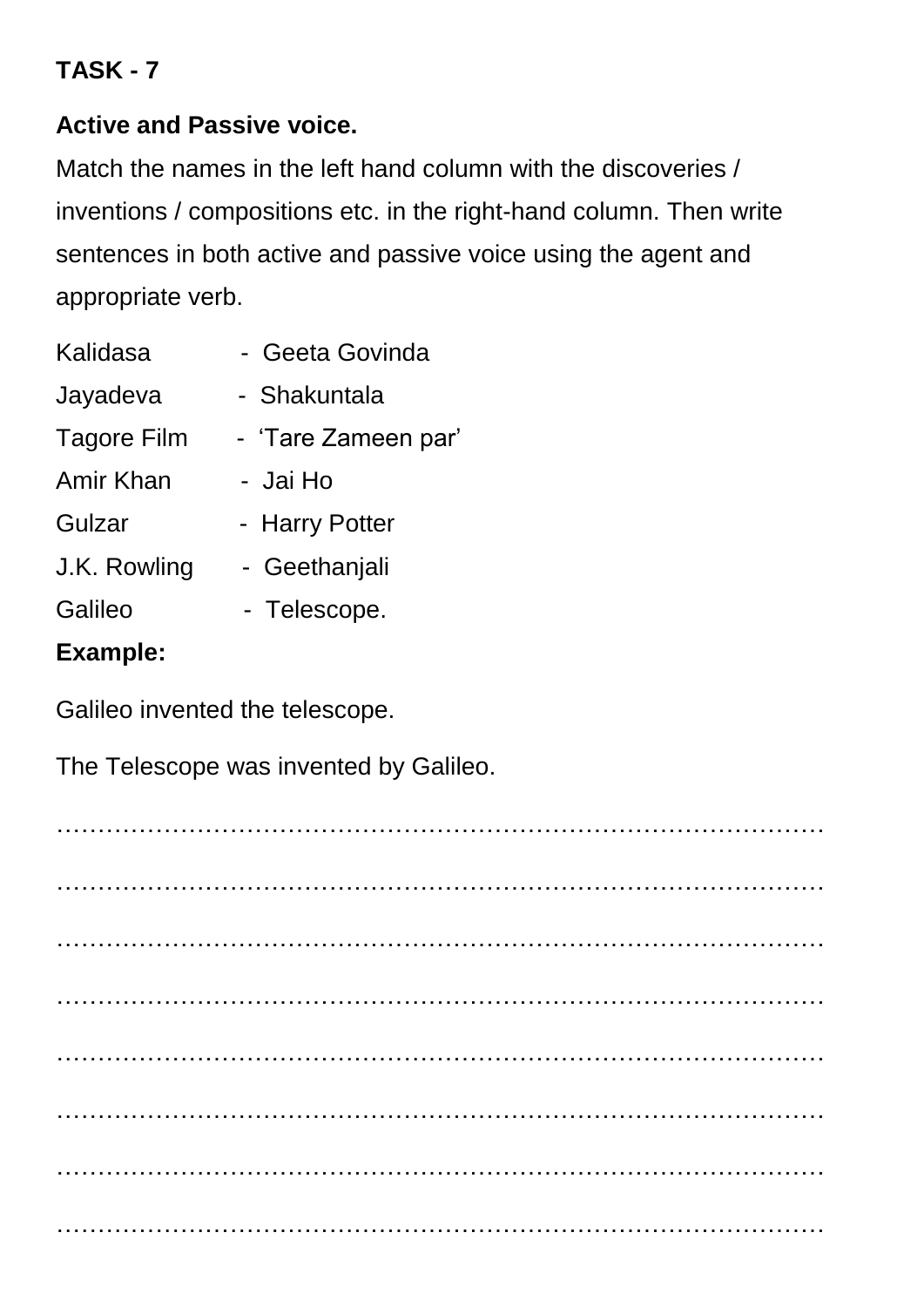**TASK - 7**

**Active and Passive voice.**

Match the names in the left hand column with the discoveries / inventions / compositions etc. in the right-hand column. Then write sentences in both active and passive voice using the agent and appropriate verb.

Kalidasa - Geeta Govinda

Jayadeva - Shakuntala

Tagore Film - 'Tare Zameen par'

Amir Khan - Jai Ho

Gulzar - Harry Potter

J.K. Rowling - Geethanjali

Galileo - Telescope.

**Example:**

Galileo invented the telescope.

The Telescope was invented by Galileo.

…………………………………………………………………………………

…………………………………………………………………………………

…………………………………………………………………………………

…………………………………………………………………………………

…………………………………………………………………………………

…………………………………………………………………………………

…………………………………………………………………………………

…………………………………………………………………………………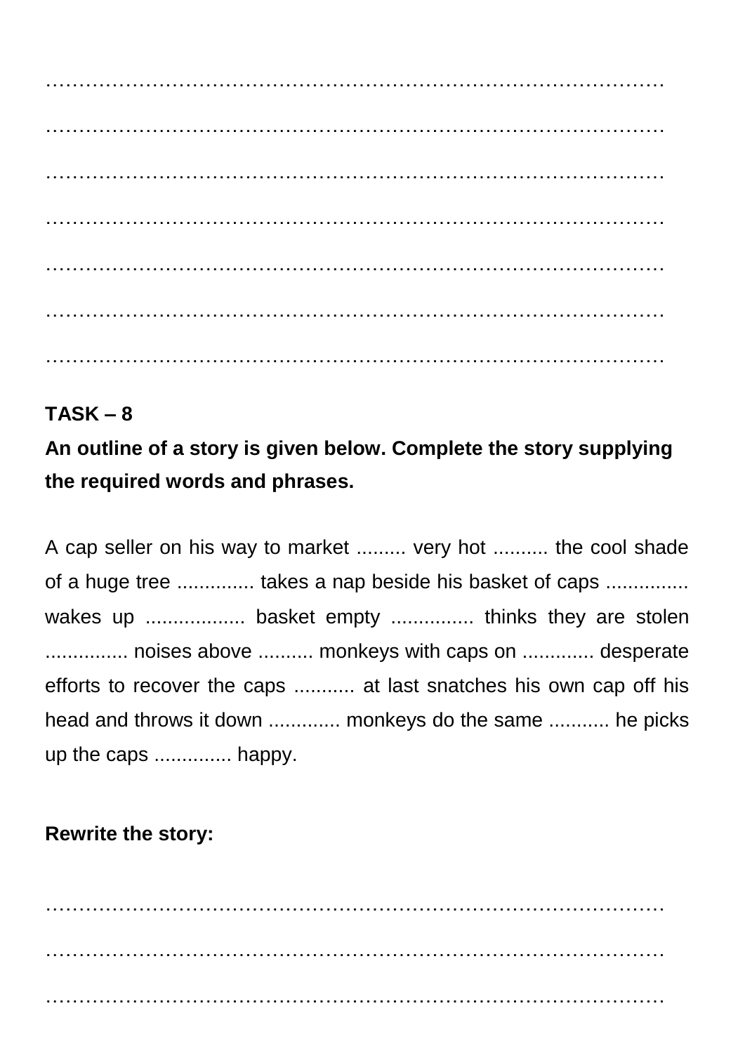………………………………………………………………………………………

………………………………………………………………………………………

………………………………………………………………………………………

………………………………………………………………………………………

………………………………………………………………………………………

………………………………………………………………………………………

………………………………………………………………………………………

**TASK – 8**

**An outline of a story is given below. Complete the story supplying the required words and phrases.**

A cap seller on his way to market ......... very hot .......... the cool shade of a huge tree .............. takes a nap beside his basket of caps ............... wakes up .................. basket empty ............... thinks they are stolen ............... noises above .......... monkeys with caps on ............. desperate efforts to recover the caps ........... at last snatches his own cap off his head and throws it down ............. monkeys do the same ........... he picks up the caps .............. happy.

**Rewrite the story:**

………………………………………………………………………………………

………………………………………………………………………………………

………………………………………………………………………………………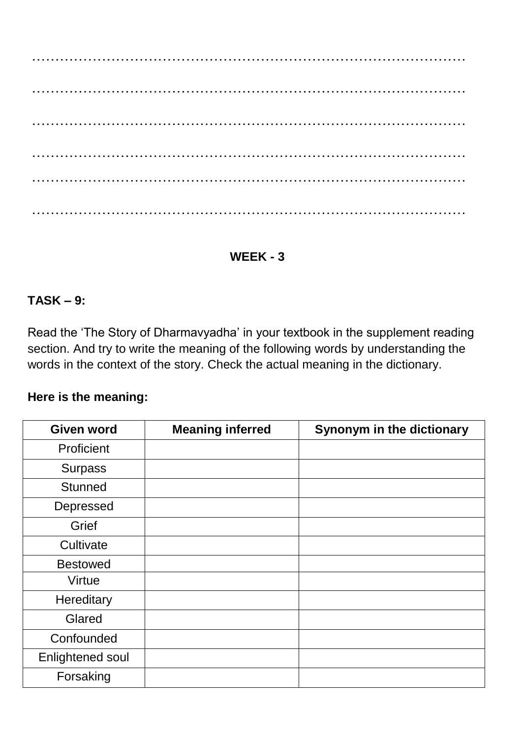………………………………………………………………………………………

………………………………………………………………………………………

………………………………………………………………………………………

………………………………………………………………………………………

………………………………………………………………………………………

………………………………………………………………………………………

## WEEK - 3

**TASK – 9:**

Read the 'The Story of Dharmavyadha' in your textbook in the supplement reading section. And try to write the meaning of the following words by understanding the words in the context of the story. Check the actual meaning in the dictionary.

**Here is the meaning:**

| Given word | Meaning inferred | Synonym in the dictionary |
| --- | --- | --- |
| Proficient | | |
| Surpass | | |
| Stunned | | |
| Depressed | | |
| Grief | | |
| Cultivate | | |
| Bestowed | | |
| Virtue | | |
| Hereditary | | |
| Glared | | |
| Confounded | | |
| Enlightened soul | | |
| Forsaking | | |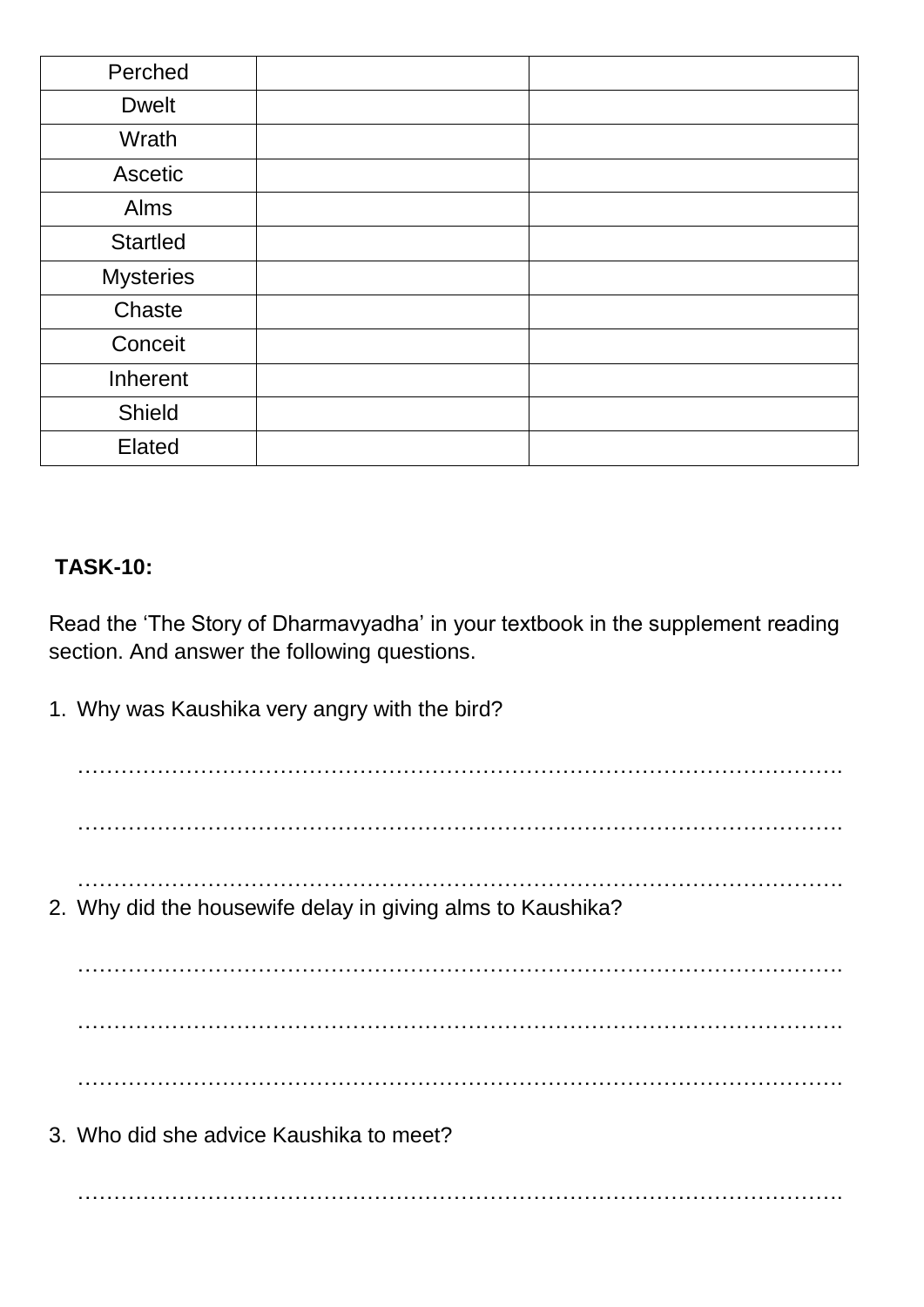| Perched | | |
|---|---|---|
| Dwelt | | |
| Wrath | | |
| Ascetic | | |
| Alms | | |
| Startled | | |
| Mysteries | | |
| Chaste | | |
| Conceit | | |
| Inherent | | |
| Shield | | |
| Elated | | |

**TASK-10:**

Read the 'The Story of Dharmavyadha' in your textbook in the supplement reading section. And answer the following questions.

1. Why was Kaushika very angry with the bird?

   …………………………………………………………………………………………….

   …………………………………………………………………………………………….

   …………………………………………………………………………………………….

2. Why did the housewife delay in giving alms to Kaushika?

   …………………………………………………………………………………………….

   …………………………………………………………………………………………….

   …………………………………………………………………………………………….

3. Who did she advice Kaushika to meet?

   …………………………………………………………………………………………….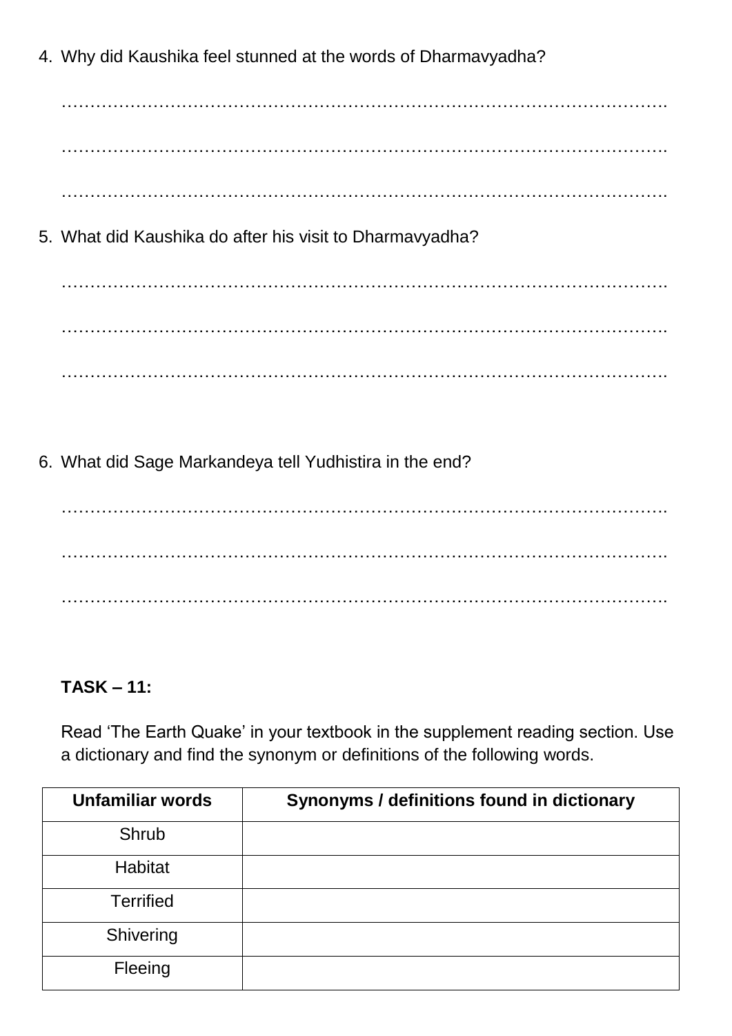4. Why did Kaushika feel stunned at the words of Dharmavyadha?

…………………………………………………………………………………………….

…………………………………………………………………………………………….

…………………………………………………………………………………………….

5. What did Kaushika do after his visit to Dharmavyadha?

…………………………………………………………………………………………….

…………………………………………………………………………………………….

…………………………………………………………………………………………….

6. What did Sage Markandeya tell Yudhistira in the end?

…………………………………………………………………………………………….

…………………………………………………………………………………………….

…………………………………………………………………………………………….

**TASK – 11:**

Read 'The Earth Quake' in your textbook in the supplement reading section. Use a dictionary and find the synonym or definitions of the following words.

| Unfamiliar words | Synonyms / definitions found in dictionary |
|---|---|
| Shrub | |
| Habitat | |
| Terrified | |
| Shivering | |
| Fleeing | |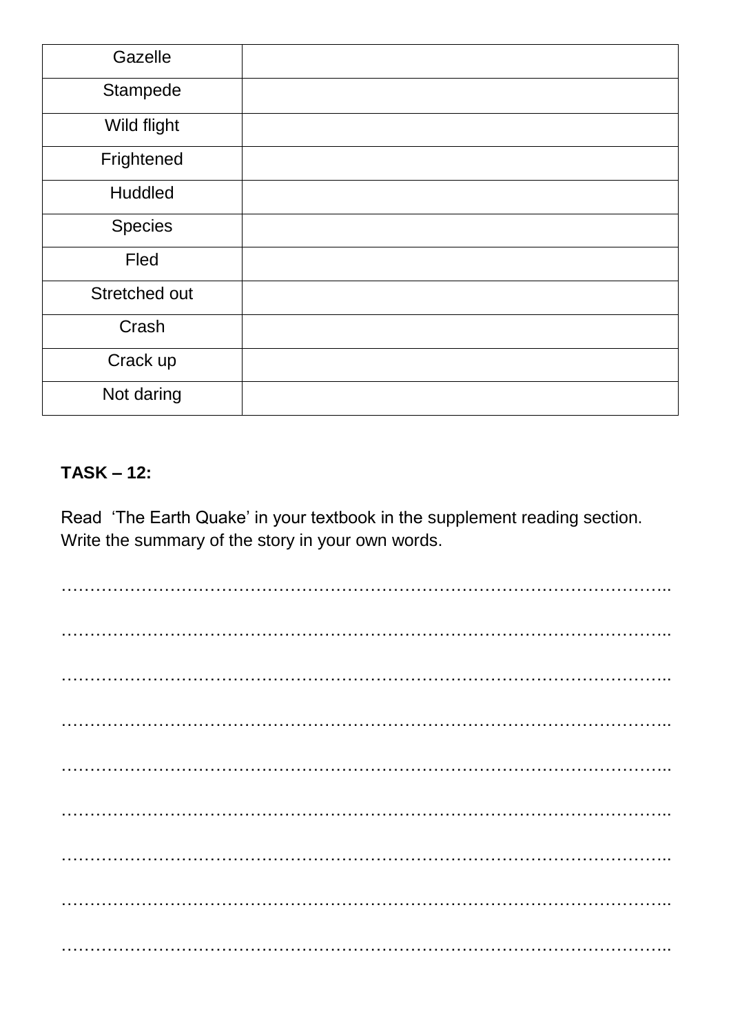| Gazelle | |
|---|---|
| Stampede | |
| Wild flight | |
| Frightened | |
| Huddled | |
| Species | |
| Fled | |
| Stretched out | |
| Crash | |
| Crack up | |
| Not daring | |

**TASK – 12:**

Read ‘The Earth Quake’ in your textbook in the supplement reading section. Write the summary of the story in your own words.

…………………………………………………………………………………………..

…………………………………………………………………………………………..

…………………………………………………………………………………………..

…………………………………………………………………………………………..

…………………………………………………………………………………………..

…………………………………………………………………………………………..

…………………………………………………………………………………………..

…………………………………………………………………………………………..

…………………………………………………………………………………………..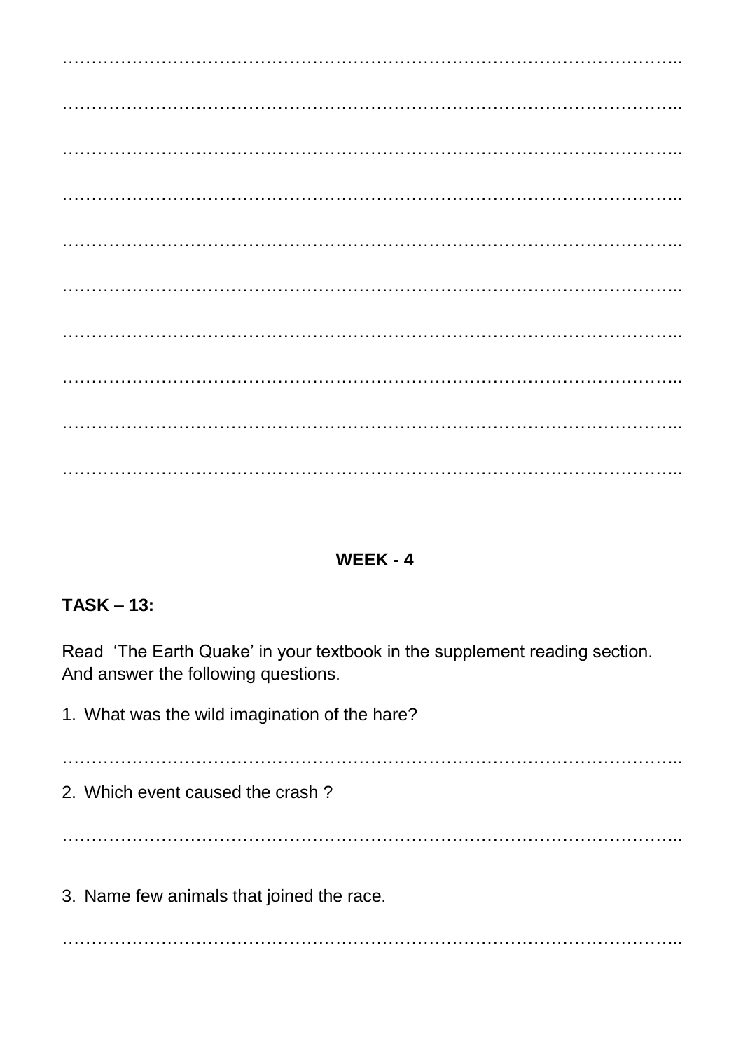……………………………………………………………………………………………..

……………………………………………………………………………………………..

……………………………………………………………………………………………..

……………………………………………………………………………………………..

……………………………………………………………………………………………..

……………………………………………………………………………………………..

……………………………………………………………………………………………..

……………………………………………………………………………………………..

……………………………………………………………………………………………..

……………………………………………………………………………………………..

## WEEK - 4

### TASK – 13:

Read 'The Earth Quake' in your textbook in the supplement reading section. And answer the following questions.

1. What was the wild imagination of the hare?

……………………………………………………………………………………………..

2. Which event caused the crash ?

……………………………………………………………………………………………..

3. Name few animals that joined the race.

……………………………………………………………………………………………..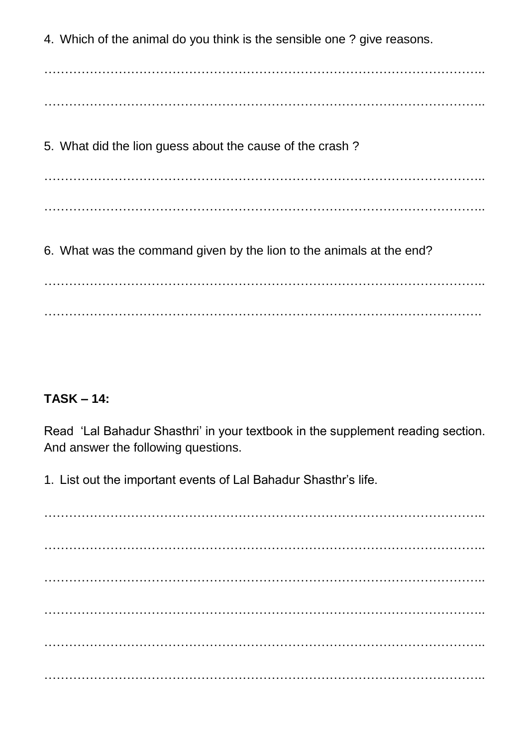4. Which of the animal do you think is the sensible one ? give reasons.

…………………………………………………………………………………………..

…………………………………………………………………………………………..

5. What did the lion guess about the cause of the crash ?

…………………………………………………………………………………………..

…………………………………………………………………………………………..

6. What was the command given by the lion to the animals at the end?

…………………………………………………………………………………………..

………………………………………………………………………………………….

**TASK – 14:**

Read 'Lal Bahadur Shasthri' in your textbook in the supplement reading section. And answer the following questions.

1. List out the important events of Lal Bahadur Shasthr's life.

…………………………………………………………………………………………..

…………………………………………………………………………………………..

…………………………………………………………………………………………..

…………………………………………………………………………………………..

…………………………………………………………………………………………..

…………………………………………………………………………………………..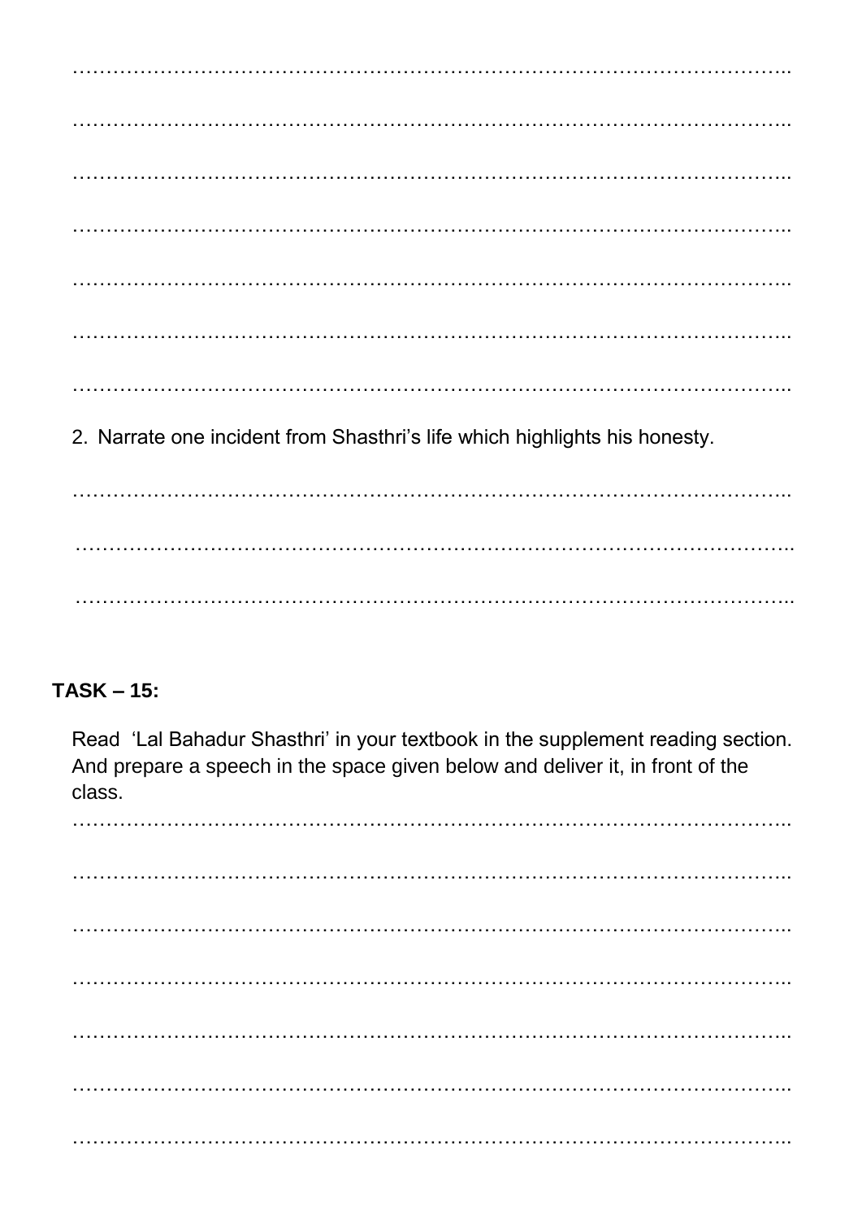……………………………………………………………………………………………..

……………………………………………………………………………………………..

……………………………………………………………………………………………..

……………………………………………………………………………………………..

……………………………………………………………………………………………..

……………………………………………………………………………………………..

……………………………………………………………………………………………..

2. Narrate one incident from Shasthri's life which highlights his honesty.

……………………………………………………………………………………………..

……………………………………………………………………………………………..

……………………………………………………………………………………………..

**TASK – 15:**

Read 'Lal Bahadur Shasthri' in your textbook in the supplement reading section. And prepare a speech in the space given below and deliver it, in front of the class.

……………………………………………………………………………………………..

……………………………………………………………………………………………..

……………………………………………………………………………………………..

……………………………………………………………………………………………..

……………………………………………………………………………………………..

……………………………………………………………………………………………..

……………………………………………………………………………………………..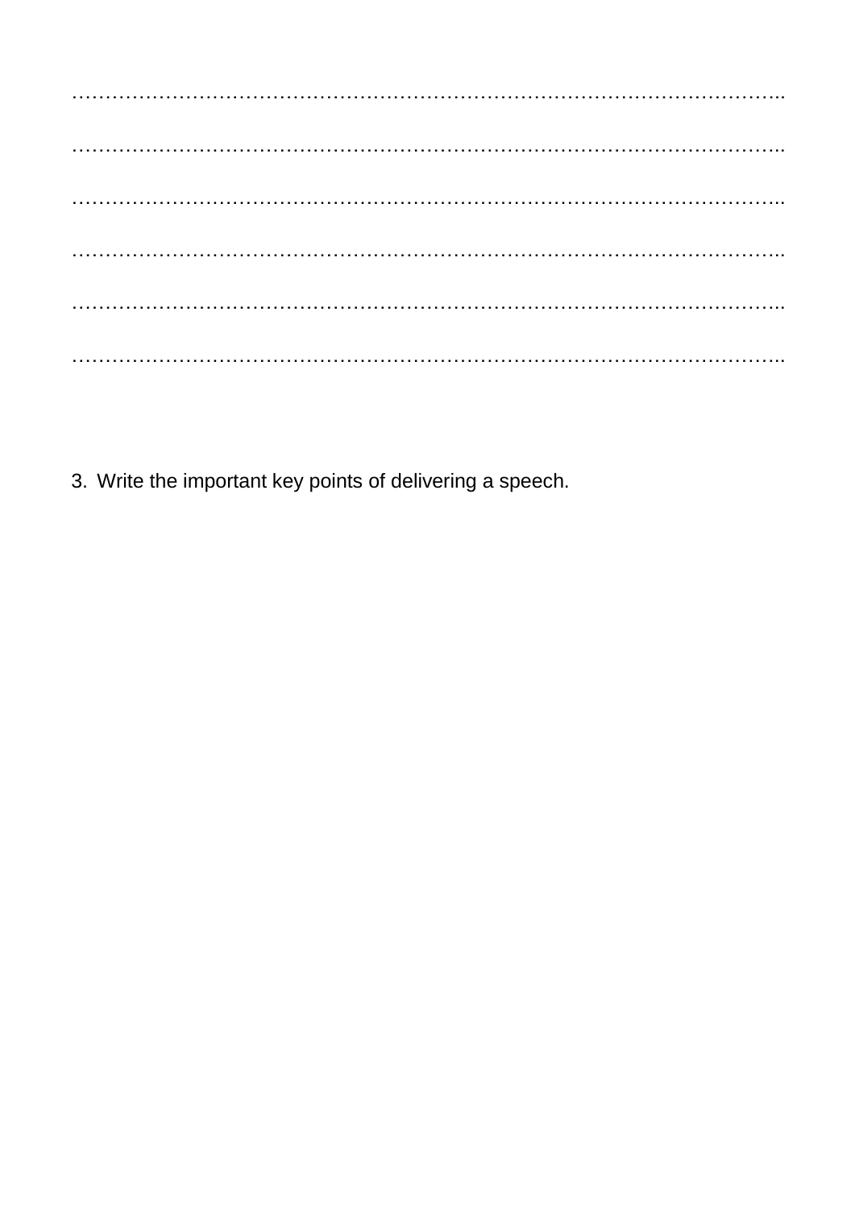……………………………………………………………………………………………..

……………………………………………………………………………………………..

……………………………………………………………………………………………..

……………………………………………………………………………………………..

……………………………………………………………………………………………..

……………………………………………………………………………………………..

3. Write the important key points of delivering a speech.